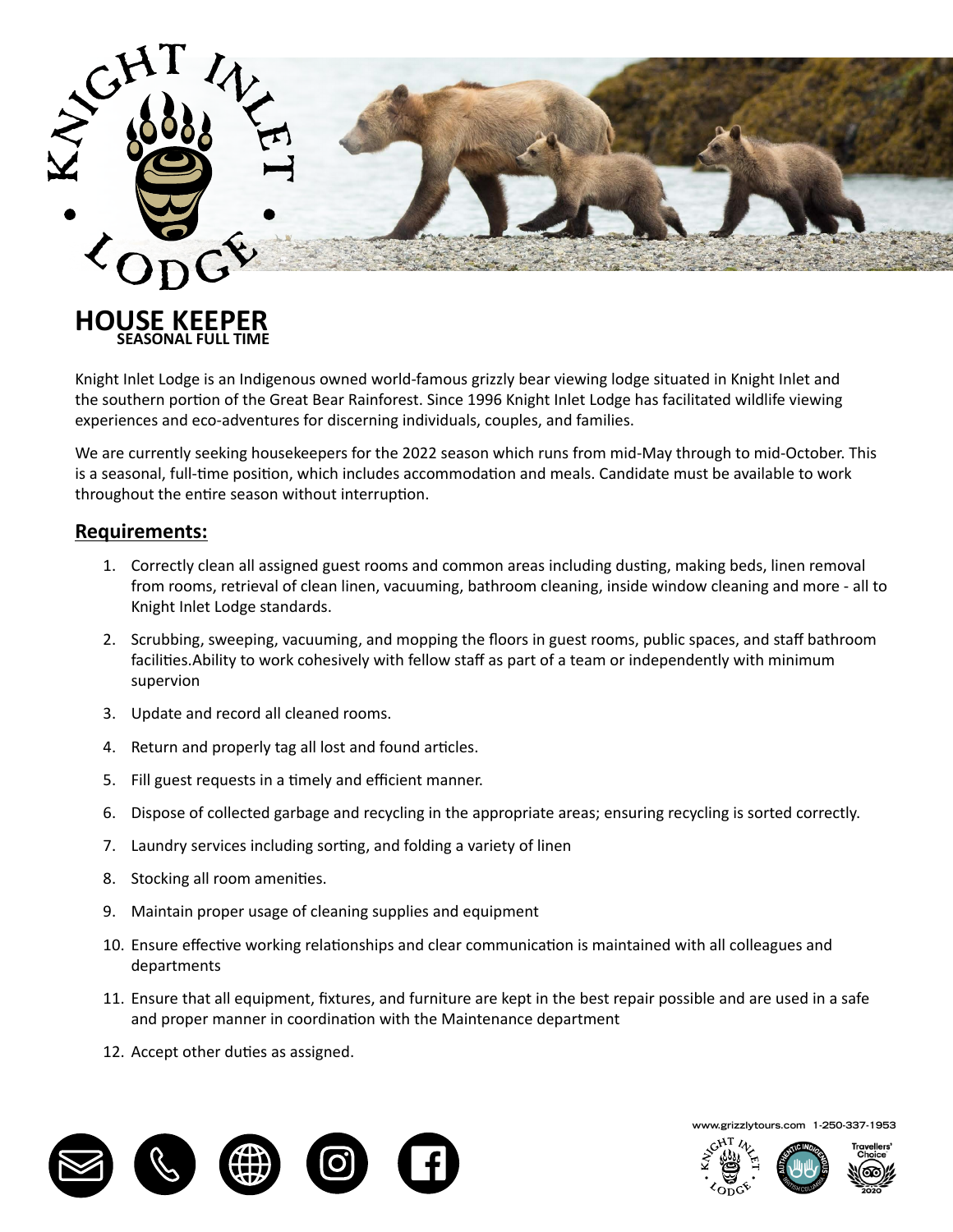# HOUSE KEEPER
**SEASONAL FULL TIME**

Knight Inlet Lodge is an Indigenous owned world-famous grizzly bear viewing lodge situated in Knight Inlet and the southern portion of the Great Bear Rainforest. Since 1996 Knight Inlet Lodge has facilitated wildlife viewing experiences and eco-adventures for discerning individuals, couples, and families.

We are currently seeking housekeepers for the 2022 season which runs from mid-May through to mid-October. This is a seasonal, full-time position, which includes accommodation and meals. Candidate must be available to work throughout the entire season without interruption.

## Requirements:

1. Correctly clean all assigned guest rooms and common areas including dusting, making beds, linen removal from rooms, retrieval of clean linen, vacuuming, bathroom cleaning, inside window cleaning and more - all to Knight Inlet Lodge standards.
2. Scrubbing, sweeping, vacuuming, and mopping the floors in guest rooms, public spaces, and staff bathroom facilities.Ability to work cohesively with fellow staff as part of a team or independently with minimum supervion
3. Update and record all cleaned rooms.
4. Return and properly tag all lost and found articles.
5. Fill guest requests in a timely and efficient manner.
6. Dispose of collected garbage and recycling in the appropriate areas; ensuring recycling is sorted correctly.
7. Laundry services including sorting, and folding a variety of linen
8. Stocking all room amenities.
9. Maintain proper usage of cleaning supplies and equipment
10. Ensure effective working relationships and clear communication is maintained with all colleagues and departments
11. Ensure that all equipment, fixtures, and furniture are kept in the best repair possible and are used in a safe and proper manner in coordination with the Maintenance department
12. Accept other duties as assigned.

www.grizzlytours.com 1-250-337-1953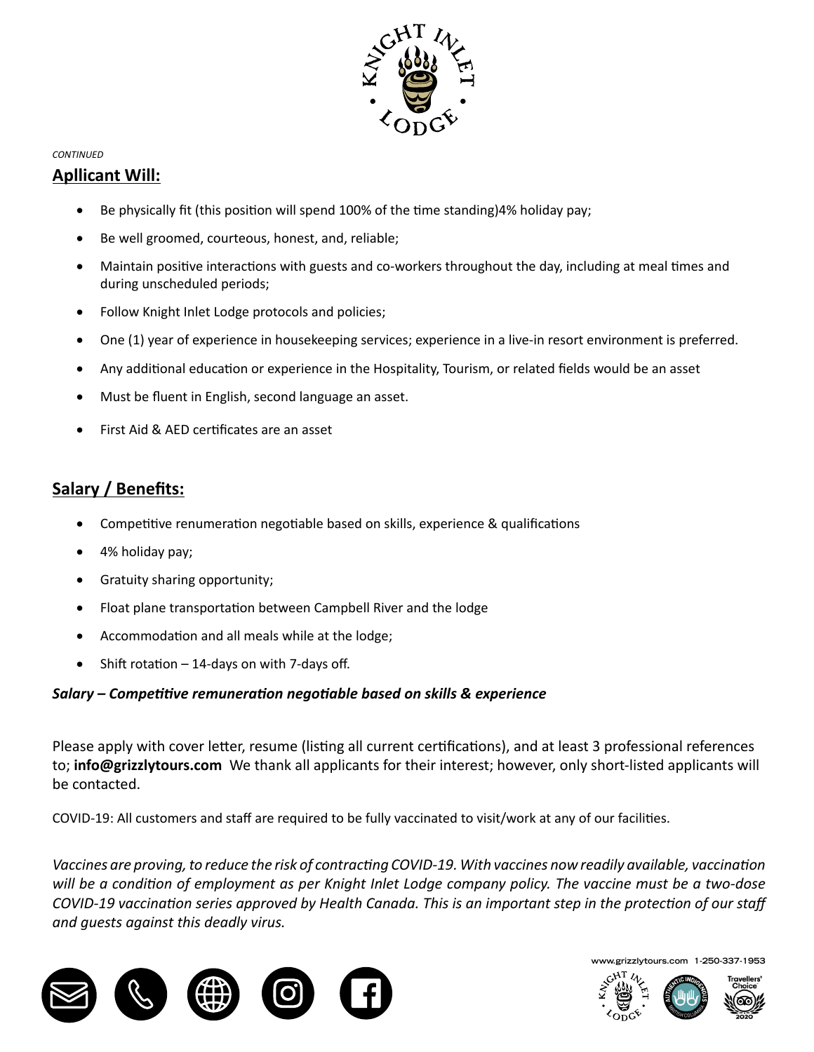*CONTINUED*

## Apllicant Will:

- Be physically fit (this position will spend 100% of the time standing)4% holiday pay;
- Be well groomed, courteous, honest, and, reliable;
- Maintain positive interactions with guests and co-workers throughout the day, including at meal times and during unscheduled periods;
- Follow Knight Inlet Lodge protocols and policies;
- One (1) year of experience in housekeeping services; experience in a live-in resort environment is preferred.
- Any additional education or experience in the Hospitality, Tourism, or related fields would be an asset
- Must be fluent in English, second language an asset.
- First Aid & AED certificates are an asset

## Salary / Benefits:

- Competitive renumeration negotiable based on skills, experience & qualifications
- 4% holiday pay;
- Gratuity sharing opportunity;
- Float plane transportation between Campbell River and the lodge
- Accommodation and all meals while at the lodge;
- Shift rotation – 14-days on with 7-days off.

***Salary – Competitive remuneration negotiable based on skills & experience***

Please apply with cover letter, resume (listing all current certifications), and at least 3 professional references to; **info@grizzlytours.com** We thank all applicants for their interest; however, only short-listed applicants will be contacted.

COVID-19: All customers and staff are required to be fully vaccinated to visit/work at any of our facilities.

*Vaccines are proving, to reduce the risk of contracting COVID-19. With vaccines now readily available, vaccination will be a condition of employment as per Knight Inlet Lodge company policy. The vaccine must be a two-dose COVID-19 vaccination series approved by Health Canada. This is an important step in the protection of our staff and guests against this deadly virus.*

www.grizzlytours.com 1-250-337-1953